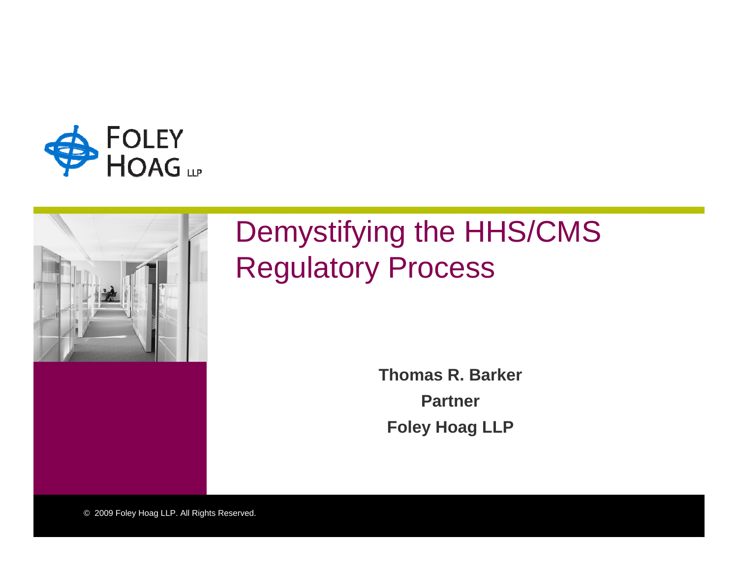# Demystifying the HHS/CMS Regulatory Process

**Thomas R. Barker**

**Partner**

**Foley Hoag LLP**

© 2009 Foley Hoag LLP. All Rights Reserved.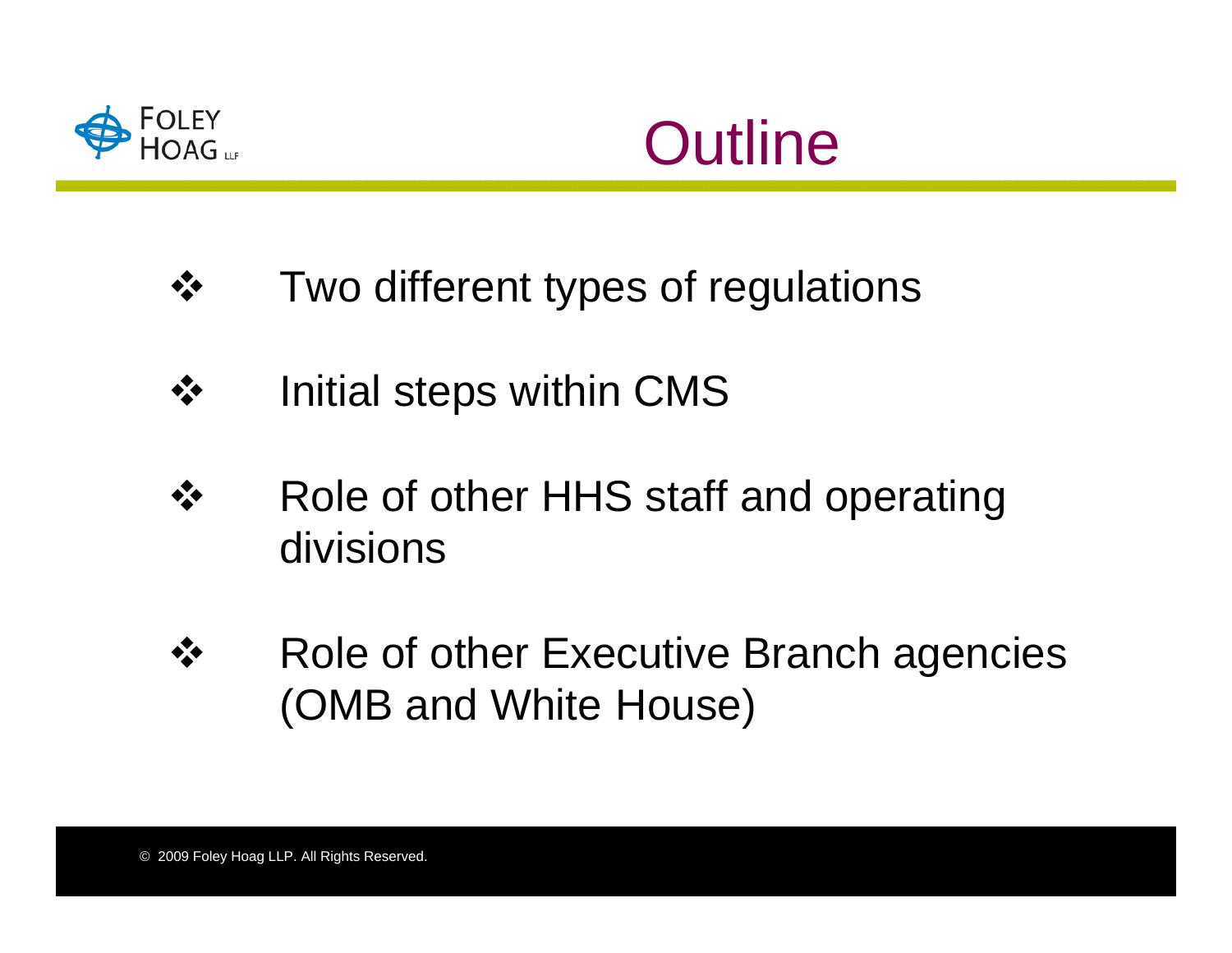# Outline

- Two different types of regulations
- Initial steps within CMS
- Role of other HHS staff and operating divisions
- Role of other Executive Branch agencies (OMB and White House)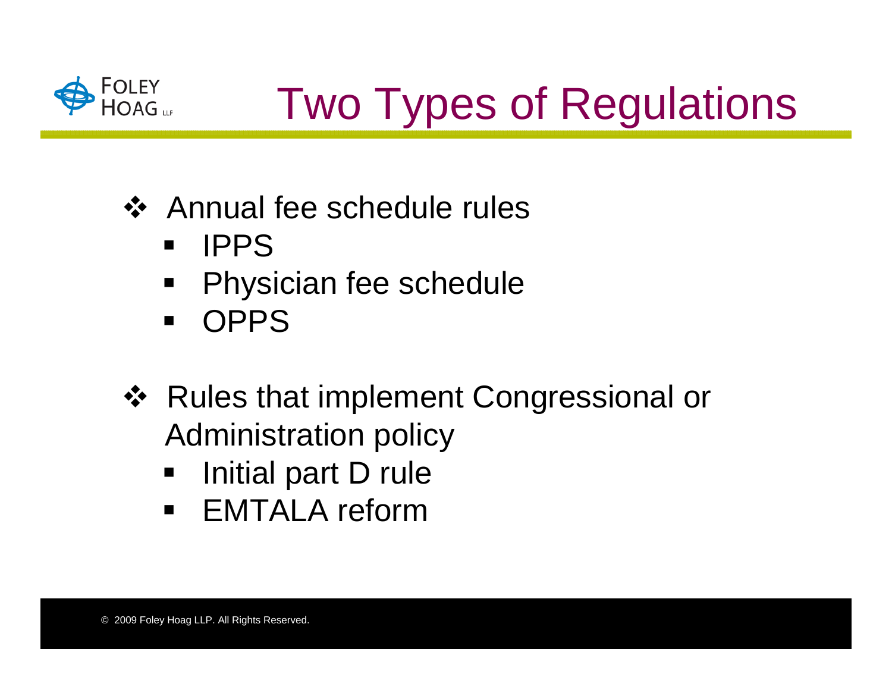# Two Types of Regulations

- Annual fee schedule rules
  - IPPS
  - Physician fee schedule
  - OPPS
- Rules that implement Congressional or Administration policy
  - Initial part D rule
  - EMTALA reform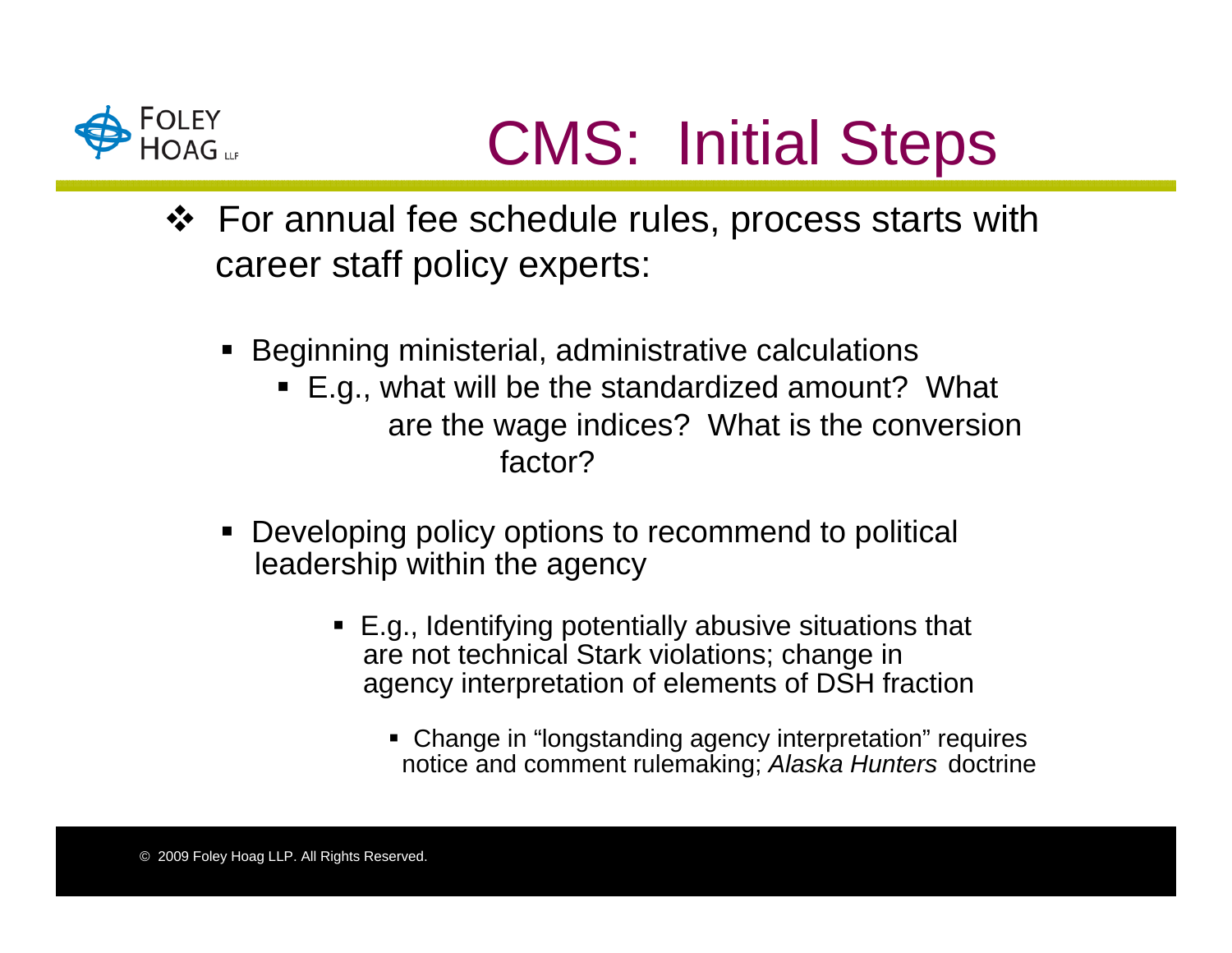# CMS: Initial Steps

- For annual fee schedule rules, process starts with career staff policy experts:
  - Beginning ministerial, administrative calculations
    - E.g., what will be the standardized amount? What are the wage indices? What is the conversion factor?
  - Developing policy options to recommend to political leadership within the agency
    - E.g., Identifying potentially abusive situations that are not technical Stark violations; change in agency interpretation of elements of DSH fraction
      - Change in "longstanding agency interpretation" requires notice and comment rulemaking; *Alaska Hunters* doctrine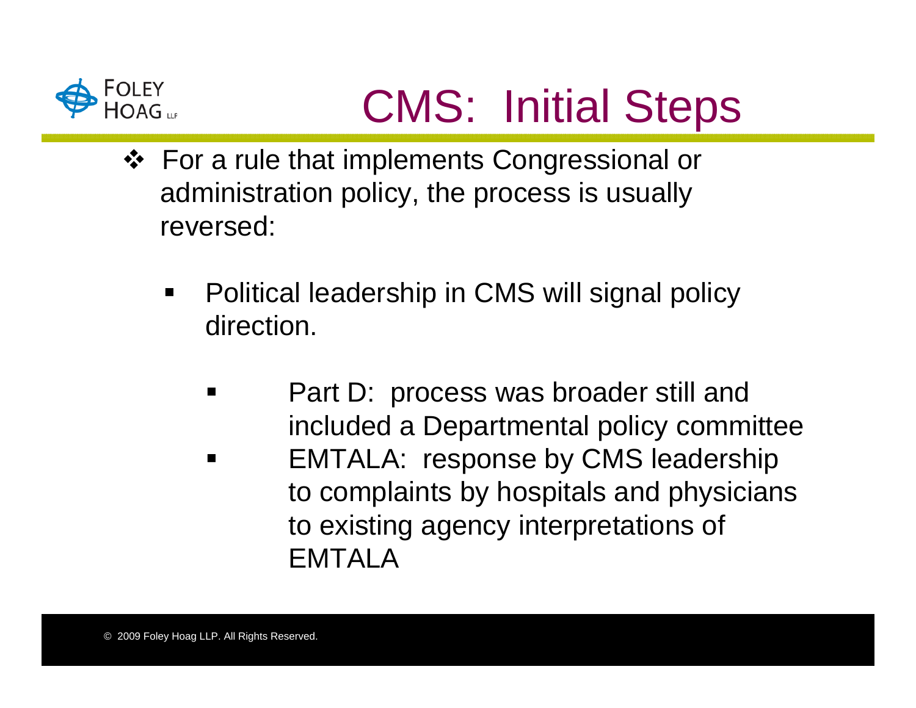# CMS: Initial Steps

- For a rule that implements Congressional or administration policy, the process is usually reversed:
  - Political leadership in CMS will signal policy direction.
    - Part D: process was broader still and included a Departmental policy committee
    - EMTALA: response by CMS leadership to complaints by hospitals and physicians to existing agency interpretations of EMTALA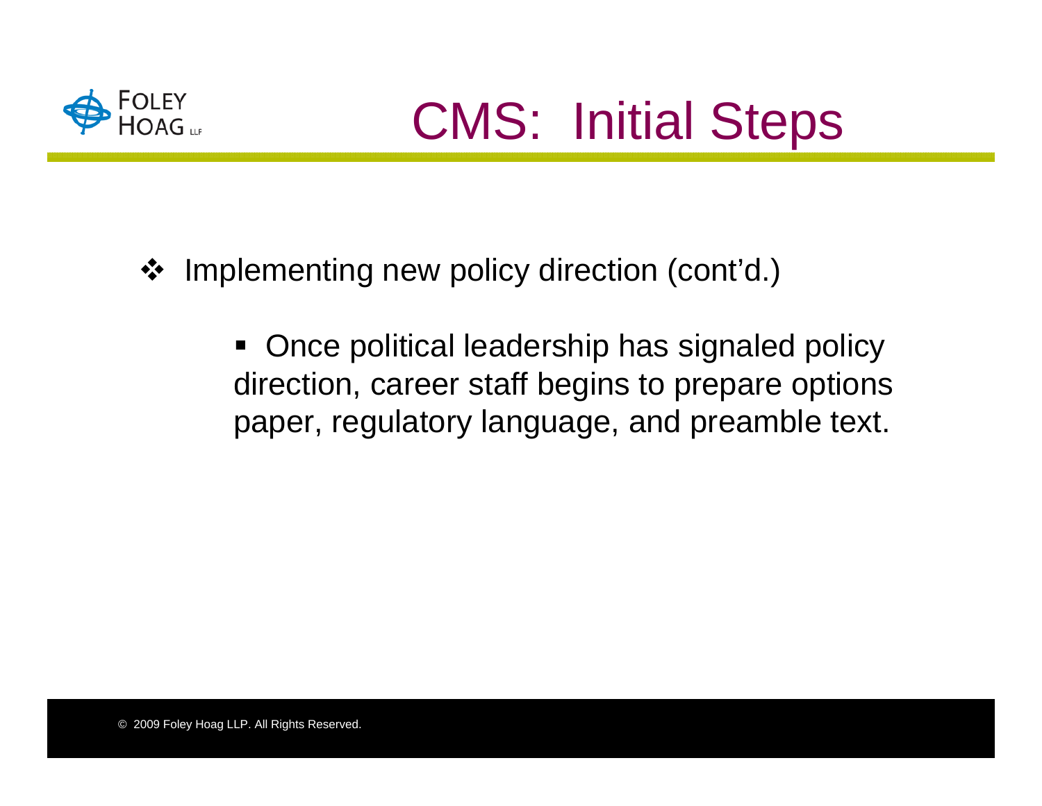# CMS: Initial Steps

- Implementing new policy direction (cont'd.)
  - Once political leadership has signaled policy direction, career staff begins to prepare options paper, regulatory language, and preamble text.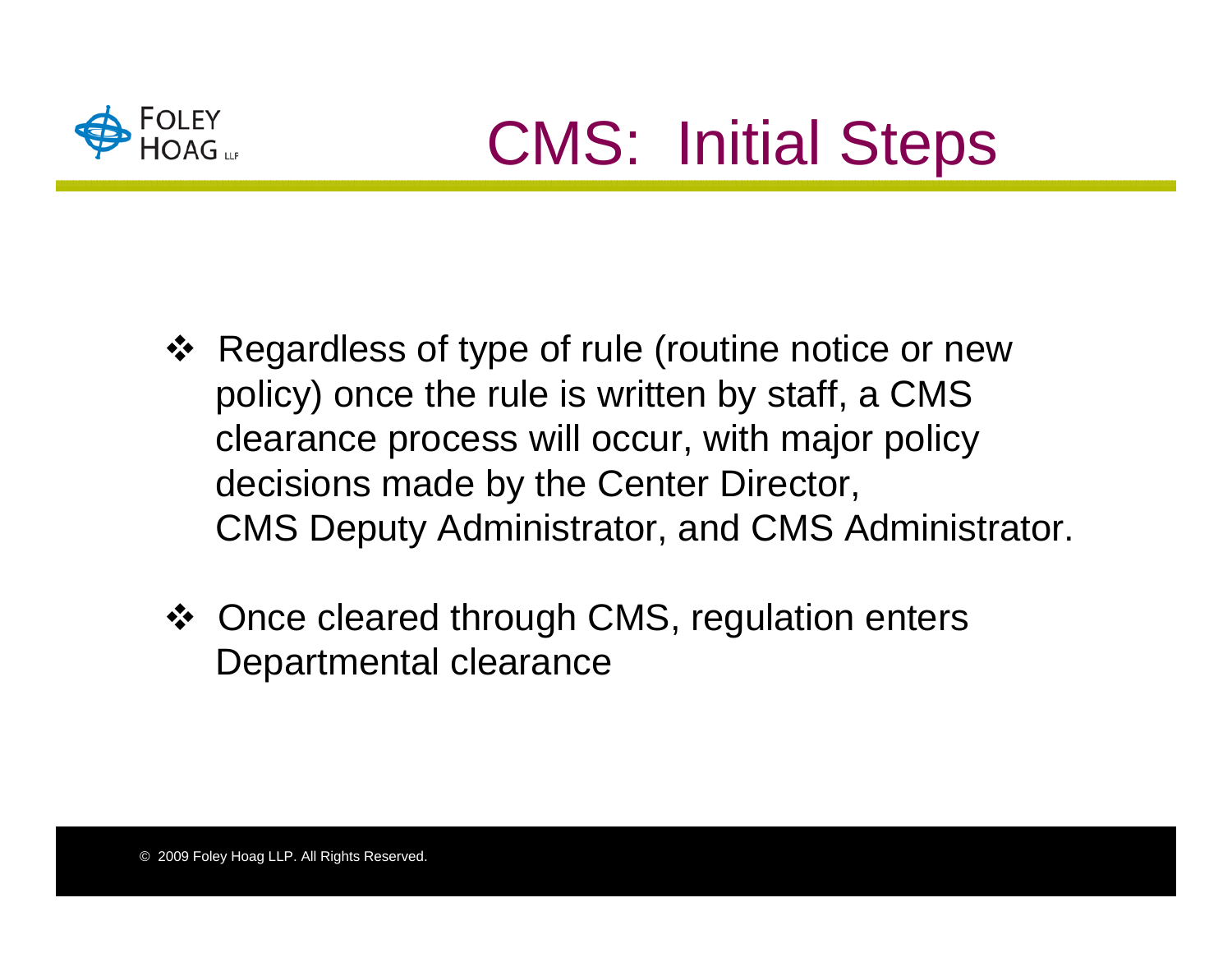# CMS: Initial Steps

- Regardless of type of rule (routine notice or new policy) once the rule is written by staff, a CMS clearance process will occur, with major policy decisions made by the Center Director, CMS Deputy Administrator, and CMS Administrator.

- Once cleared through CMS, regulation enters Departmental clearance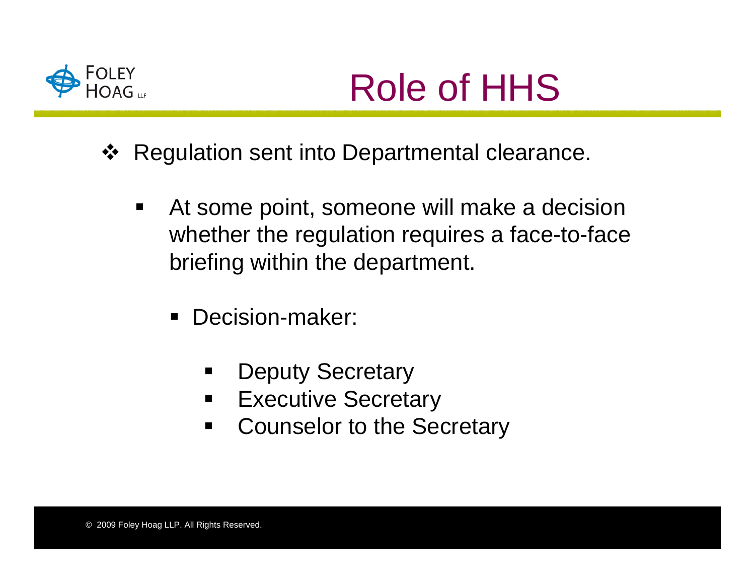# Role of HHS

- Regulation sent into Departmental clearance.
  - At some point, someone will make a decision whether the regulation requires a face-to-face briefing within the department.
    - Decision-maker:
      - Deputy Secretary
      - Executive Secretary
      - Counselor to the Secretary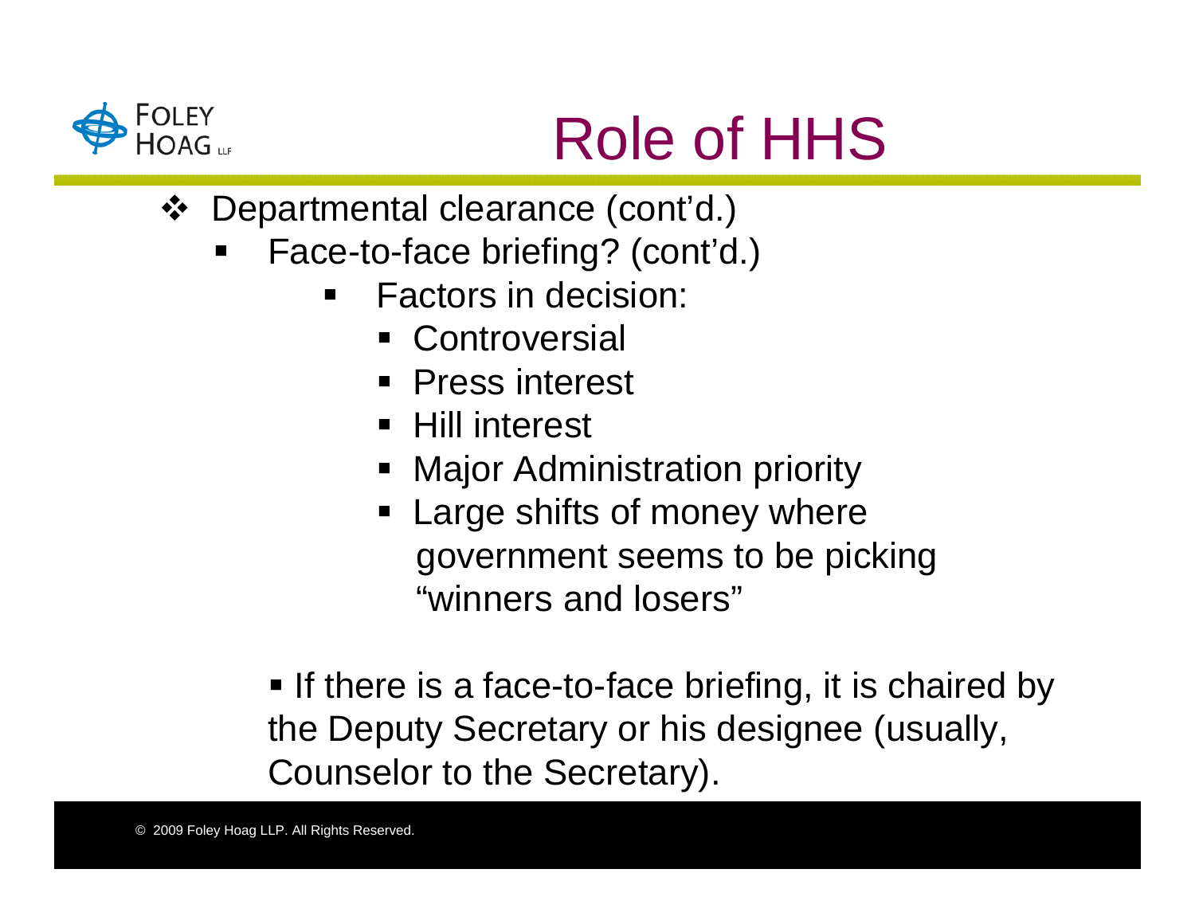# Role of HHS

- Departmental clearance (cont'd.)
  - Face-to-face briefing? (cont'd.)
    - Factors in decision:
      - Controversial
      - Press interest
      - Hill interest
      - Major Administration priority
      - Large shifts of money where government seems to be picking "winners and losers"

  - If there is a face-to-face briefing, it is chaired by the Deputy Secretary or his designee (usually, Counselor to the Secretary).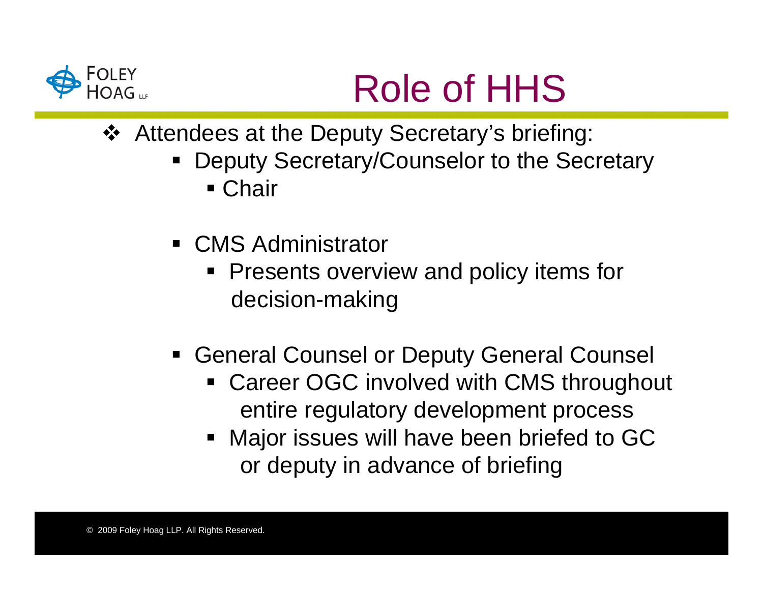# Role of HHS

- Attendees at the Deputy Secretary's briefing:
  - Deputy Secretary/Counselor to the Secretary
    - Chair
  - CMS Administrator
    - Presents overview and policy items for decision-making
  - General Counsel or Deputy General Counsel
    - Career OGC involved with CMS throughout entire regulatory development process
    - Major issues will have been briefed to GC or deputy in advance of briefing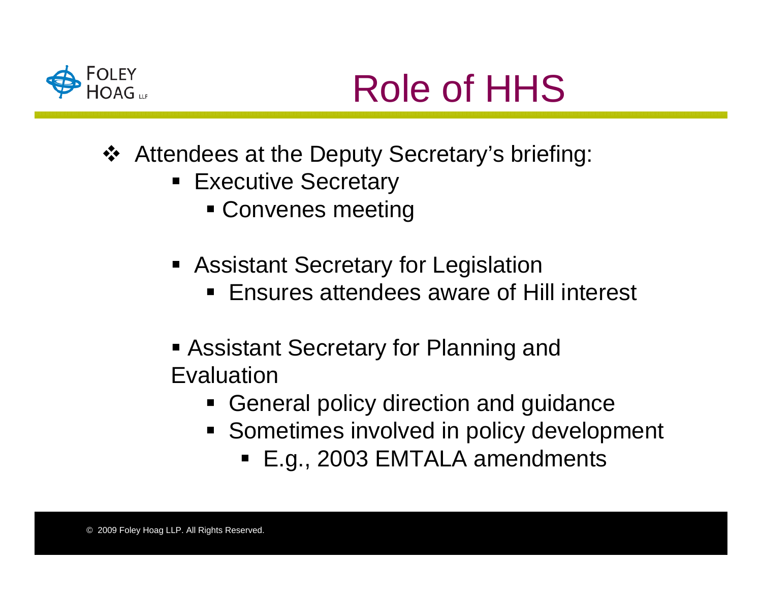# Role of HHS

- Attendees at the Deputy Secretary's briefing:
  - Executive Secretary
    - Convenes meeting
  - Assistant Secretary for Legislation
    - Ensures attendees aware of Hill interest
  - Assistant Secretary for Planning and Evaluation
    - General policy direction and guidance
    - Sometimes involved in policy development
      - E.g., 2003 EMTALA amendments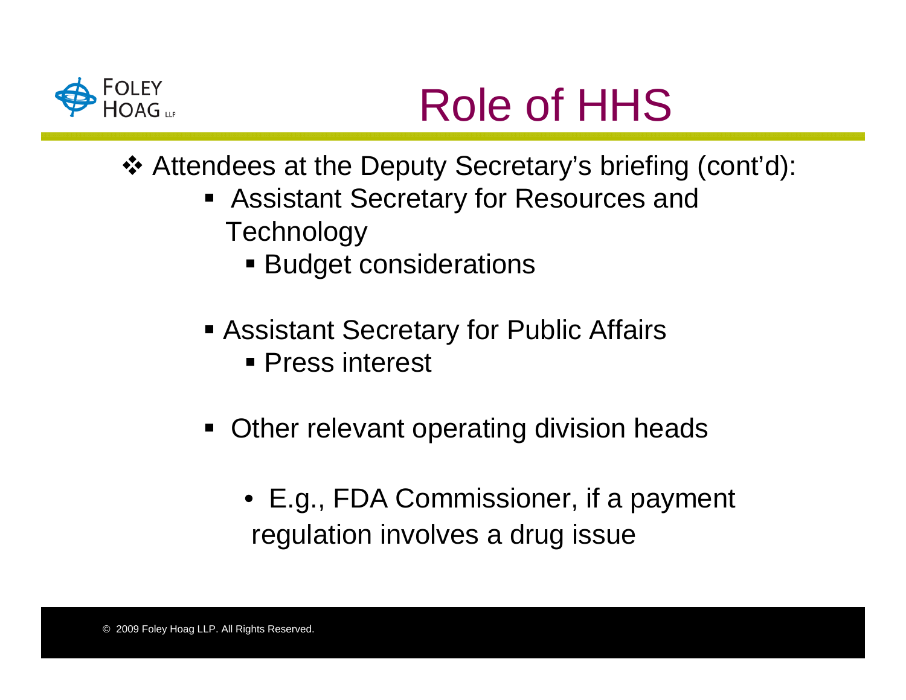# Role of HHS

- Attendees at the Deputy Secretary's briefing (cont'd):
  - Assistant Secretary for Resources and Technology
    - Budget considerations
  - Assistant Secretary for Public Affairs
    - Press interest
  - Other relevant operating division heads
    - E.g., FDA Commissioner, if a payment regulation involves a drug issue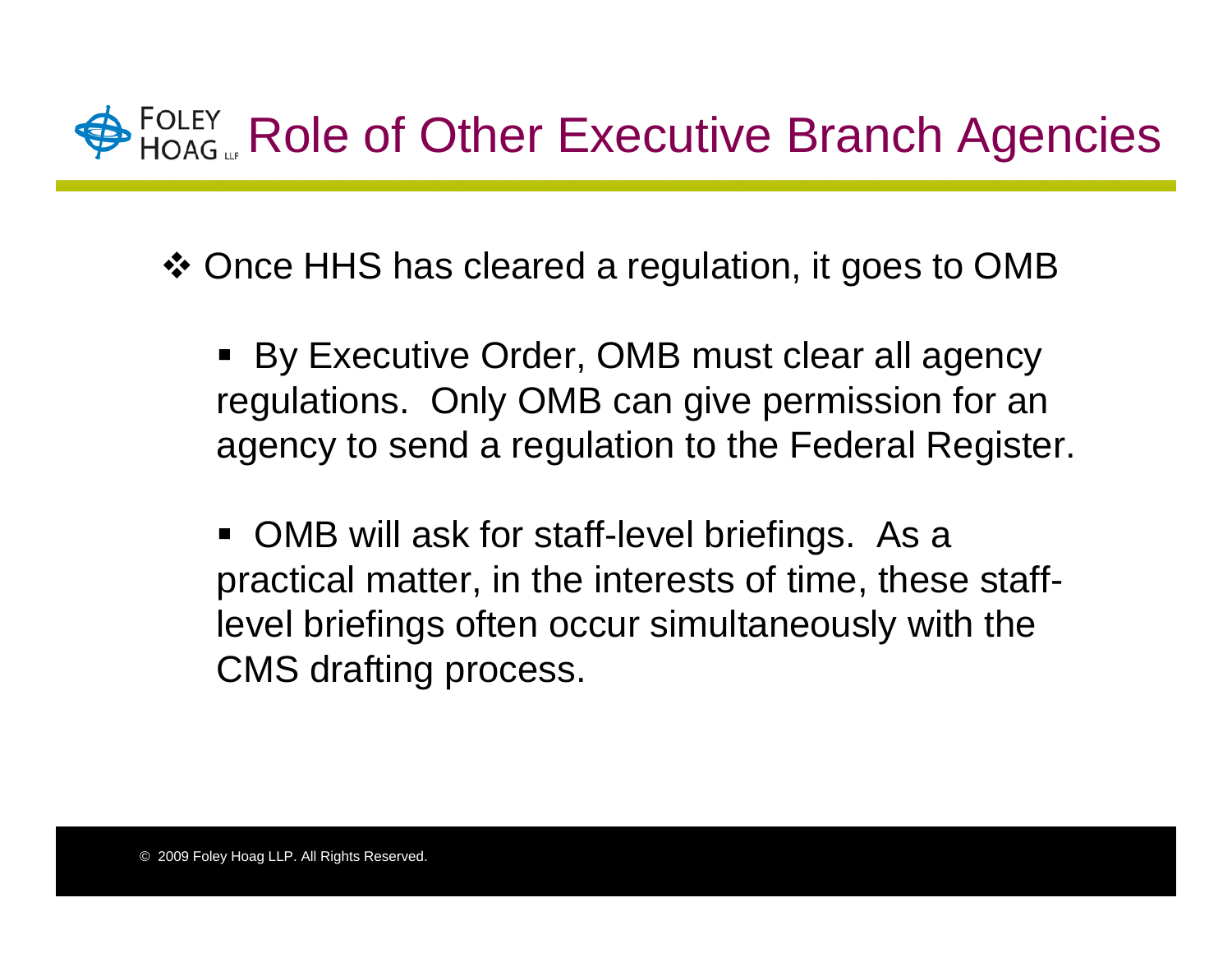# Role of Other Executive Branch Agencies

- Once HHS has cleared a regulation, it goes to OMB
  - By Executive Order, OMB must clear all agency regulations. Only OMB can give permission for an agency to send a regulation to the Federal Register.
  - OMB will ask for staff-level briefings. As a practical matter, in the interests of time, these staff-level briefings often occur simultaneously with the CMS drafting process.

© 2009 Foley Hoag LLP. All Rights Reserved.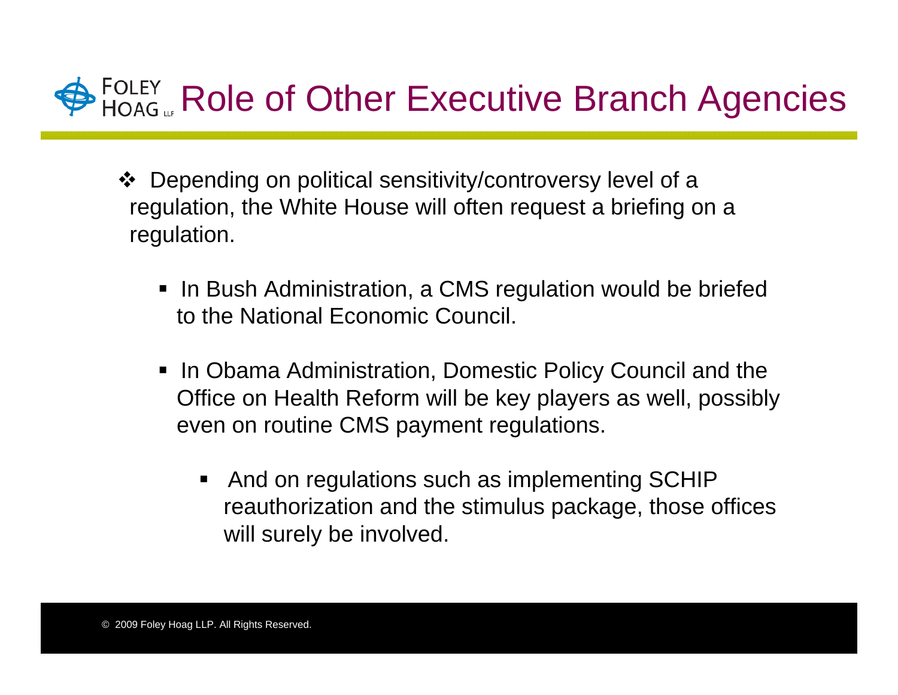# Role of Other Executive Branch Agencies

- Depending on political sensitivity/controversy level of a regulation, the White House will often request a briefing on a regulation.
  - In Bush Administration, a CMS regulation would be briefed to the National Economic Council.
  - In Obama Administration, Domestic Policy Council and the Office on Health Reform will be key players as well, possibly even on routine CMS payment regulations.
    - And on regulations such as implementing SCHIP reauthorization and the stimulus package, those offices will surely be involved.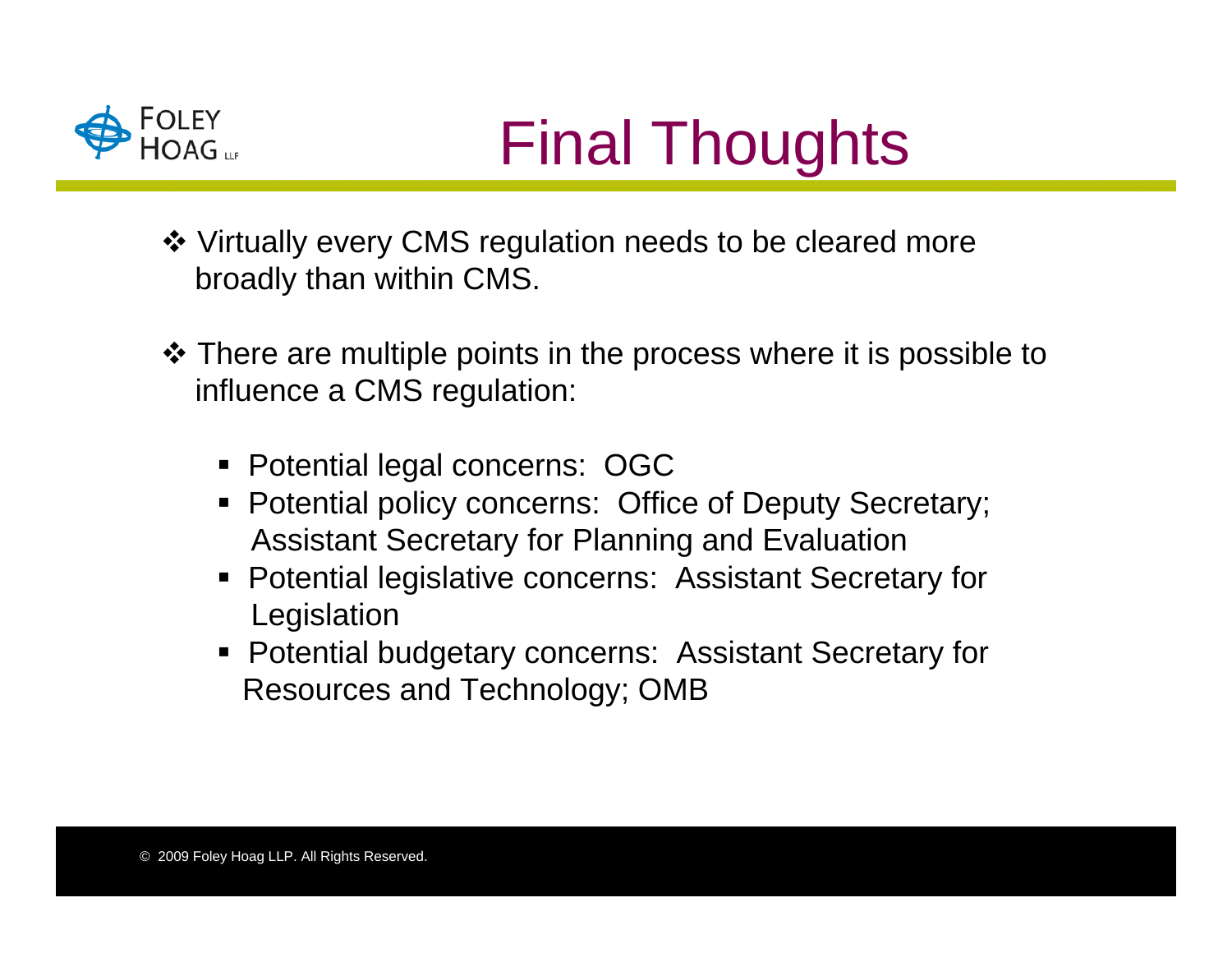# Final Thoughts

- Virtually every CMS regulation needs to be cleared more broadly than within CMS.

- There are multiple points in the process where it is possible to influence a CMS regulation:

  - Potential legal concerns: OGC
  - Potential policy concerns: Office of Deputy Secretary; Assistant Secretary for Planning and Evaluation
  - Potential legislative concerns: Assistant Secretary for Legislation
  - Potential budgetary concerns: Assistant Secretary for Resources and Technology; OMB

© 2009 Foley Hoag LLP. All Rights Reserved.